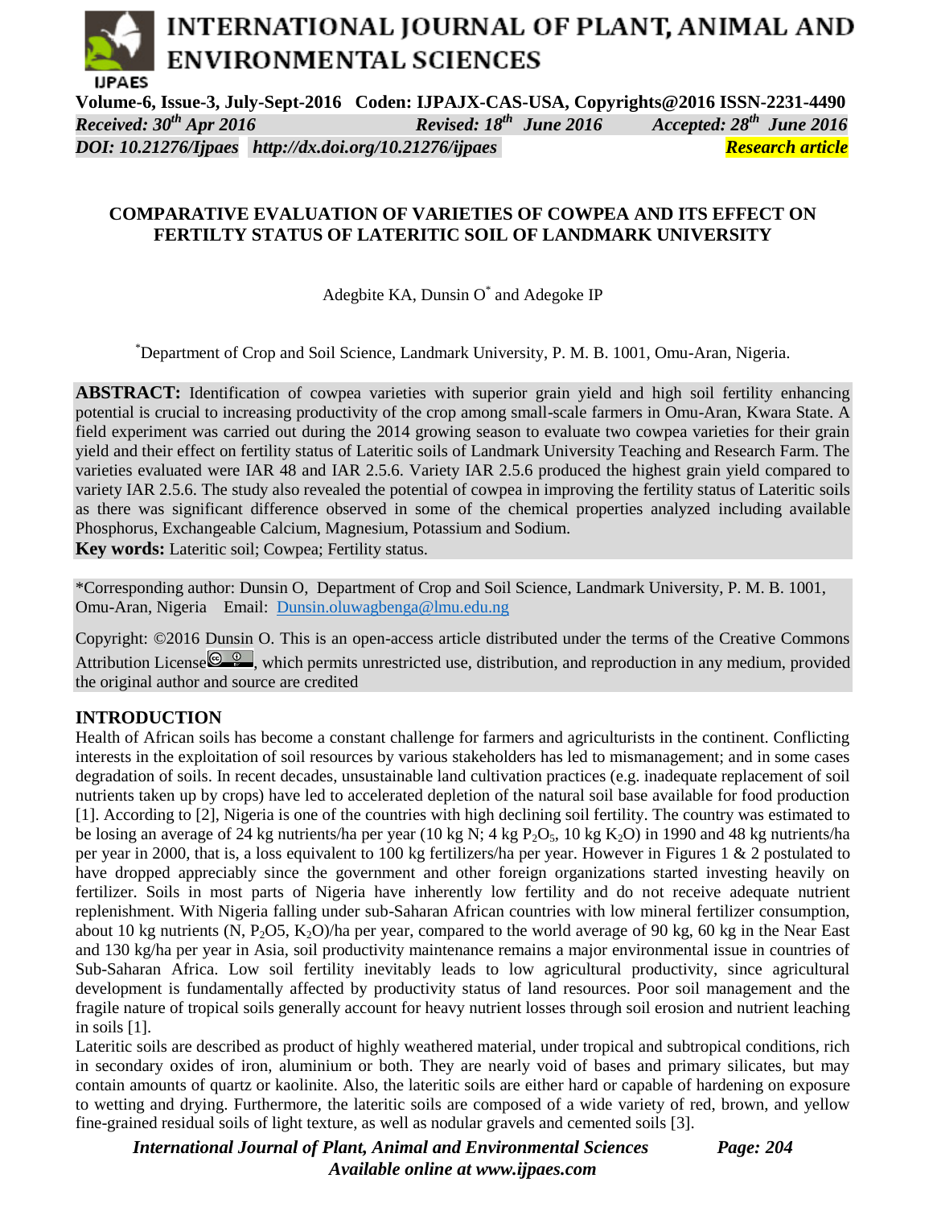# COMPARATIVE EVALUATION OF VARIETIES OF COWPEA AND ITS EFFECT ON FERTILTY STATUS OF LATERITIC SOIL OF LANDMARK UNIVERSITY

Adegbite KA, Dunsin O* and Adegoke IP

*Department of Crop and Soil Science, Landmark University, P. M. B. 1001, Omu-Aran, Nigeria.

**ABSTRACT:** Identification of cowpea varieties with superior grain yield and high soil fertility enhancing potential is crucial to increasing productivity of the crop among small-scale farmers in Omu-Aran, Kwara State. A field experiment was carried out during the 2014 growing season to evaluate two cowpea varieties for their grain yield and their effect on fertility status of Lateritic soils of Landmark University Teaching and Research Farm. The varieties evaluated were IAR 48 and IAR 2.5.6. Variety IAR 2.5.6 produced the highest grain yield compared to variety IAR 2.5.6. The study also revealed the potential of cowpea in improving the fertility status of Lateritic soils as there was significant difference observed in some of the chemical properties analyzed including available Phosphorus, Exchangeable Calcium, Magnesium, Potassium and Sodium.

**Key words:** Lateritic soil; Cowpea; Fertility status.

*Corresponding author: Dunsin O, Department of Crop and Soil Science, Landmark University, P. M. B. 1001, Omu-Aran, Nigeria Email: Dunsin.oluwagbenga@lmu.edu.ng

Copyright: ©2016 Dunsin O. This is an open-access article distributed under the terms of the Creative Commons Attribution License, which permits unrestricted use, distribution, and reproduction in any medium, provided the original author and source are credited

## INTRODUCTION

Health of African soils has become a constant challenge for farmers and agriculturists in the continent. Conflicting interests in the exploitation of soil resources by various stakeholders has led to mismanagement; and in some cases degradation of soils. In recent decades, unsustainable land cultivation practices (e.g. inadequate replacement of soil nutrients taken up by crops) have led to accelerated depletion of the natural soil base available for food production [1]. According to [2], Nigeria is one of the countries with high declining soil fertility. The country was estimated to be losing an average of 24 kg nutrients/ha per year (10 kg N; 4 kg $P_2O_5$, 10 kg $K_2O$) in 1990 and 48 kg nutrients/ha per year in 2000, that is, a loss equivalent to 100 kg fertilizers/ha per year. However in Figures 1 & 2 postulated to have dropped appreciably since the government and other foreign organizations started investing heavily on fertilizer. Soils in most parts of Nigeria have inherently low fertility and do not receive adequate nutrient replenishment. With Nigeria falling under sub-Saharan African countries with low mineral fertilizer consumption, about 10 kg nutrients (N, $P_2O5$, $K_2O$)/ha per year, compared to the world average of 90 kg, 60 kg in the Near East and 130 kg/ha per year in Asia, soil productivity maintenance remains a major environmental issue in countries of Sub-Saharan Africa. Low soil fertility inevitably leads to low agricultural productivity, since agricultural development is fundamentally affected by productivity status of land resources. Poor soil management and the fragile nature of tropical soils generally account for heavy nutrient losses through soil erosion and nutrient leaching in soils [1].

Lateritic soils are described as product of highly weathered material, under tropical and subtropical conditions, rich in secondary oxides of iron, aluminium or both. They are nearly void of bases and primary silicates, but may contain amounts of quartz or kaolinite. Also, the lateritic soils are either hard or capable of hardening on exposure to wetting and drying. Furthermore, the lateritic soils are composed of a wide variety of red, brown, and yellow fine-grained residual soils of light texture, as well as nodular gravels and cemented soils [3].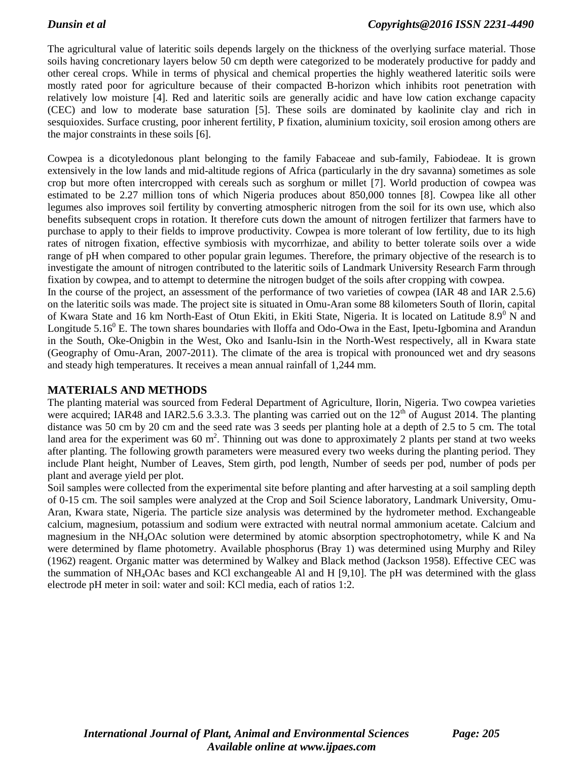The agricultural value of lateritic soils depends largely on the thickness of the overlying surface material. Those soils having concretionary layers below 50 cm depth were categorized to be moderately productive for paddy and other cereal crops. While in terms of physical and chemical properties the highly weathered lateritic soils were mostly rated poor for agriculture because of their compacted B-horizon which inhibits root penetration with relatively low moisture [4]. Red and lateritic soils are generally acidic and have low cation exchange capacity (CEC) and low to moderate base saturation [5]. These soils are dominated by kaolinite clay and rich in sesquioxides. Surface crusting, poor inherent fertility, P fixation, aluminium toxicity, soil erosion among others are the major constraints in these soils [6].

Cowpea is a dicotyledonous plant belonging to the family Fabaceae and sub-family, Fabiodeae. It is grown extensively in the low lands and mid-altitude regions of Africa (particularly in the dry savanna) sometimes as sole crop but more often intercropped with cereals such as sorghum or millet [7]. World production of cowpea was estimated to be 2.27 million tons of which Nigeria produces about 850,000 tonnes [8]. Cowpea like all other legumes also improves soil fertility by converting atmospheric nitrogen from the soil for its own use, which also benefits subsequent crops in rotation. It therefore cuts down the amount of nitrogen fertilizer that farmers have to purchase to apply to their fields to improve productivity. Cowpea is more tolerant of low fertility, due to its high rates of nitrogen fixation, effective symbiosis with mycorrhizae, and ability to better tolerate soils over a wide range of pH when compared to other popular grain legumes. Therefore, the primary objective of the research is to investigate the amount of nitrogen contributed to the lateritic soils of Landmark University Research Farm through fixation by cowpea, and to attempt to determine the nitrogen budget of the soils after cropping with cowpea.

In the course of the project, an assessment of the performance of two varieties of cowpea (IAR 48 and IAR 2.5.6) on the lateritic soils was made. The project site is situated in Omu-Aran some 88 kilometers South of Ilorin, capital of Kwara State and 16 km North-East of Otun Ekiti, in Ekiti State, Nigeria. It is located on Latitude $8.9^0$ N and Longitude $5.16^0$ E. The town shares boundaries with Iloffa and Odo-Owa in the East, Ipetu-Igbomina and Arandun in the South, Oke-Onigbin in the West, Oko and Isanlu-Isin in the North-West respectively, all in Kwara state (Geography of Omu-Aran, 2007-2011). The climate of the area is tropical with pronounced wet and dry seasons and steady high temperatures. It receives a mean annual rainfall of 1,244 mm.

## MATERIALS AND METHODS

The planting material was sourced from Federal Department of Agriculture, Ilorin, Nigeria. Two cowpea varieties were acquired; IAR48 and IAR2.5.6 3.3.3. The planting was carried out on the $12^{th}$ of August 2014. The planting distance was 50 cm by 20 cm and the seed rate was 3 seeds per planting hole at a depth of 2.5 to 5 cm. The total land area for the experiment was 60 $m^2$. Thinning out was done to approximately 2 plants per stand at two weeks after planting. The following growth parameters were measured every two weeks during the planting period. They include Plant height, Number of Leaves, Stem girth, pod length, Number of seeds per pod, number of pods per plant and average yield per plot.

Soil samples were collected from the experimental site before planting and after harvesting at a soil sampling depth of 0-15 cm. The soil samples were analyzed at the Crop and Soil Science laboratory, Landmark University, Omu-Aran, Kwara state, Nigeria. The particle size analysis was determined by the hydrometer method. Exchangeable calcium, magnesium, potassium and sodium were extracted with neutral normal ammonium acetate. Calcium and magnesium in the $NH_4OAc$ solution were determined by atomic absorption spectrophotometry, while K and Na were determined by flame photometry. Available phosphorus (Bray 1) was determined using Murphy and Riley (1962) reagent. Organic matter was determined by Walkey and Black method (Jackson 1958). Effective CEC was the summation of $NH_4OAc$ bases and KCl exchangeable Al and H [9,10]. The pH was determined with the glass electrode pH meter in soil: water and soil: KCl media, each of ratios 1:2.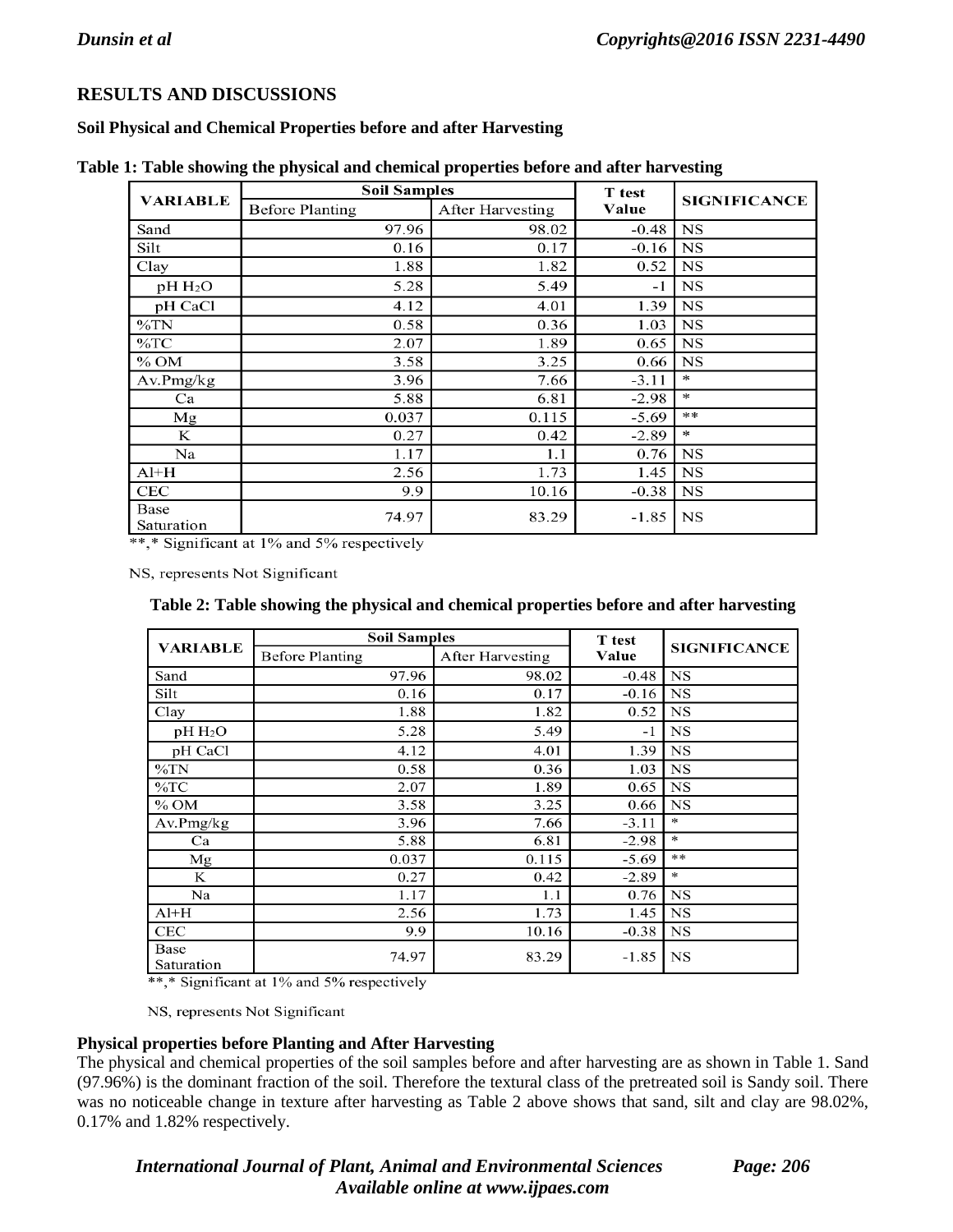## RESULTS AND DISCUSSIONS

### Soil Physical and Chemical Properties before and after Harvesting

**Table 1: Table showing the physical and chemical properties before and after harvesting**

| VARIABLE | Soil Samples | | T test Value | SIGNIFICANCE |
|---|---|---|---|---|
| | Before Planting | After Harvesting | | |
| Sand | 97.96 | 98.02 | -0.48 | NS |
| Silt | 0.16 | 0.17 | -0.16 | NS |
| Clay | 1.88 | 1.82 | 0.52 | NS |
| pH $H_2O$ | 5.28 | 5.49 | -1 | NS |
| pH CaCl | 4.12 | 4.01 | 1.39 | NS |
| %TN | 0.58 | 0.36 | 1.03 | NS |
| %TC | 2.07 | 1.89 | 0.65 | NS |
| % OM | 3.58 | 3.25 | 0.66 | NS |
| Av.Pmg/kg | 3.96 | 7.66 | -3.11 | * |
| Ca | 5.88 | 6.81 | -2.98 | * |
| Mg | 0.037 | 0.115 | -5.69 | ** |
| K | 0.27 | 0.42 | -2.89 | * |
| Na | 1.17 | 1.1 | 0.76 | NS |
| Al+H | 2.56 | 1.73 | 1.45 | NS |
| CEC | 9.9 | 10.16 | -0.38 | NS |
| Base Saturation | 74.97 | 83.29 | -1.85 | NS |

**,* Significant at 1% and 5% respectively

NS, represents Not Significant

**Table 2: Table showing the physical and chemical properties before and after harvesting**

| VARIABLE | Soil Samples | | T test Value | SIGNIFICANCE |
|---|---|---|---|---|
| | Before Planting | After Harvesting | | |
| Sand | 97.96 | 98.02 | -0.48 | NS |
| Silt | 0.16 | 0.17 | -0.16 | NS |
| Clay | 1.88 | 1.82 | 0.52 | NS |
| pH $H_2O$ | 5.28 | 5.49 | -1 | NS |
| pH CaCl | 4.12 | 4.01 | 1.39 | NS |
| %TN | 0.58 | 0.36 | 1.03 | NS |
| %TC | 2.07 | 1.89 | 0.65 | NS |
| % OM | 3.58 | 3.25 | 0.66 | NS |
| Av.Pmg/kg | 3.96 | 7.66 | -3.11 | * |
| Ca | 5.88 | 6.81 | -2.98 | * |
| Mg | 0.037 | 0.115 | -5.69 | ** |
| K | 0.27 | 0.42 | -2.89 | * |
| Na | 1.17 | 1.1 | 0.76 | NS |
| Al+H | 2.56 | 1.73 | 1.45 | NS |
| CEC | 9.9 | 10.16 | -0.38 | NS |
| Base Saturation | 74.97 | 83.29 | -1.85 | NS |

**,* Significant at 1% and 5% respectively

NS, represents Not Significant

### Physical properties before Planting and After Harvesting

The physical and chemical properties of the soil samples before and after harvesting are as shown in Table 1. Sand (97.96%) is the dominant fraction of the soil. Therefore the textural class of the pretreated soil is Sandy soil. There was no noticeable change in texture after harvesting as Table 2 above shows that sand, silt and clay are 98.02%, 0.17% and 1.82% respectively.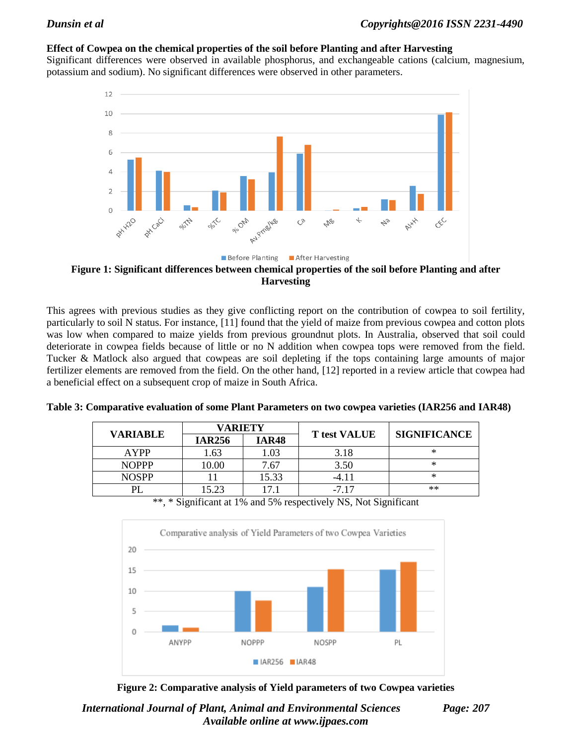**Effect of Cowpea on the chemical properties of the soil before Planting and after Harvesting**

Significant differences were observed in available phosphorus, and exchangeable cations (calcium, magnesium, potassium and sodium). No significant differences were observed in other parameters.

**Figure 1: Significant differences between chemical properties of the soil before Planting and after Harvesting**

This agrees with previous studies as they give conflicting report on the contribution of cowpea to soil fertility, particularly to soil N status. For instance, [11] found that the yield of maize from previous cowpea and cotton plots was low when compared to maize yields from previous groundnut plots. In Australia, observed that soil could deteriorate in cowpea fields because of little or no N addition when cowpea tops were removed from the field. Tucker & Matlock also argued that cowpeas are soil depleting if the tops containing large amounts of major fertilizer elements are removed from the field. On the other hand, [12] reported in a review article that cowpea had a beneficial effect on a subsequent crop of maize in South Africa.

**Table 3: Comparative evaluation of some Plant Parameters on two cowpea varieties (IAR256 and IAR48)**

| VARIABLE | VARIETY | | T test VALUE | SIGNIFICANCE |
|---|---|---|---|---|
| | IAR256 | IAR48 | | |
| AYPP | 1.63 | 1.03 | 3.18 | * |
| NOPPP | 10.00 | 7.67 | 3.50 | * |
| NOSPP | 11 | 15.33 | -4.11 | * |
| PL | 15.23 | 17.1 | -7.17 | ** |

**, * Significant at 1% and 5% respectively NS, Not Significant

**Figure 2: Comparative analysis of Yield parameters of two Cowpea varieties**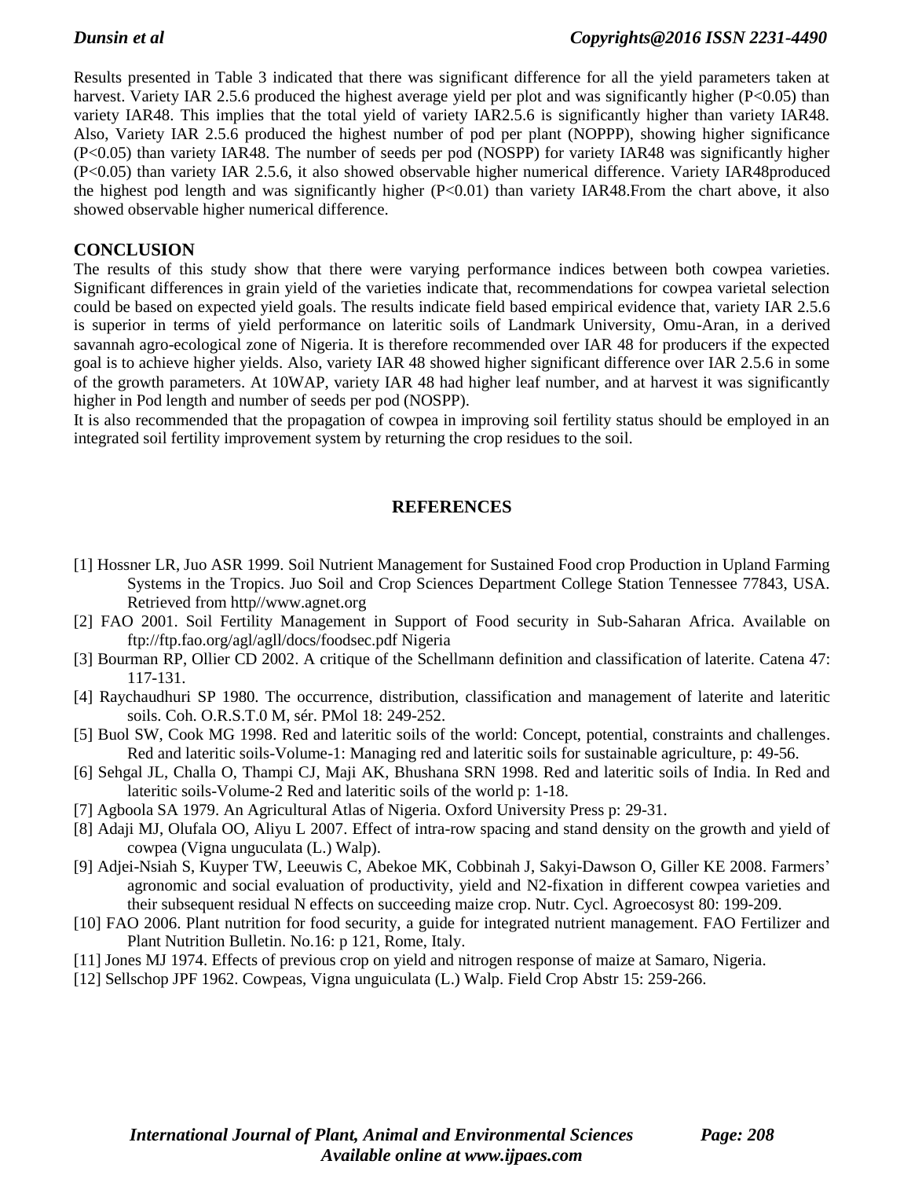Results presented in Table 3 indicated that there was significant difference for all the yield parameters taken at harvest. Variety IAR 2.5.6 produced the highest average yield per plot and was significantly higher ($P<0.05$) than variety IAR48. This implies that the total yield of variety IAR2.5.6 is significantly higher than variety IAR48. Also, Variety IAR 2.5.6 produced the highest number of pod per plant (NOPPP), showing higher significance ($P<0.05$) than variety IAR48. The number of seeds per pod (NOSPP) for variety IAR48 was significantly higher ($P<0.05$) than variety IAR 2.5.6, it also showed observable higher numerical difference. Variety IAR48produced the highest pod length and was significantly higher ($P<0.01$) than variety IAR48.From the chart above, it also showed observable higher numerical difference.

## CONCLUSION

The results of this study show that there were varying performance indices between both cowpea varieties. Significant differences in grain yield of the varieties indicate that, recommendations for cowpea varietal selection could be based on expected yield goals. The results indicate field based empirical evidence that, variety IAR 2.5.6 is superior in terms of yield performance on lateritic soils of Landmark University, Omu-Aran, in a derived savannah agro-ecological zone of Nigeria. It is therefore recommended over IAR 48 for producers if the expected goal is to achieve higher yields. Also, variety IAR 48 showed higher significant difference over IAR 2.5.6 in some of the growth parameters. At 10WAP, variety IAR 48 had higher leaf number, and at harvest it was significantly higher in Pod length and number of seeds per pod (NOSPP).

It is also recommended that the propagation of cowpea in improving soil fertility status should be employed in an integrated soil fertility improvement system by returning the crop residues to the soil.

## REFERENCES

[1] Hossner LR, Juo ASR 1999. Soil Nutrient Management for Sustained Food crop Production in Upland Farming Systems in the Tropics. Juo Soil and Crop Sciences Department College Station Tennessee 77843, USA. Retrieved from http//www.agnet.org

[2] FAO 2001. Soil Fertility Management in Support of Food security in Sub-Saharan Africa. Available on ftp://ftp.fao.org/agl/agll/docs/foodsec.pdf Nigeria

[3] Bourman RP, Ollier CD 2002. A critique of the Schellmann definition and classification of laterite. Catena 47: 117-131.

[4] Raychaudhuri SP 1980. The occurrence, distribution, classification and management of laterite and lateritic soils. Coh. O.R.S.T.0 M, sér. PMol 18: 249-252.

[5] Buol SW, Cook MG 1998. Red and lateritic soils of the world: Concept, potential, constraints and challenges. Red and lateritic soils-Volume-1: Managing red and lateritic soils for sustainable agriculture, p: 49-56.

[6] Sehgal JL, Challa O, Thampi CJ, Maji AK, Bhushana SRN 1998. Red and lateritic soils of India. In Red and lateritic soils-Volume-2 Red and lateritic soils of the world p: 1-18.

[7] Agboola SA 1979. An Agricultural Atlas of Nigeria. Oxford University Press p: 29-31.

[8] Adaji MJ, Olufala OO, Aliyu L 2007. Effect of intra-row spacing and stand density on the growth and yield of cowpea (Vigna unguculata (L.) Walp).

[9] Adjei-Nsiah S, Kuyper TW, Leeuwis C, Abekoe MK, Cobbinah J, Sakyi-Dawson O, Giller KE 2008. Farmers' agronomic and social evaluation of productivity, yield and N2-fixation in different cowpea varieties and their subsequent residual N effects on succeeding maize crop. Nutr. Cycl. Agroecosyst 80: 199-209.

[10] FAO 2006. Plant nutrition for food security, a guide for integrated nutrient management. FAO Fertilizer and Plant Nutrition Bulletin. No.16: p 121, Rome, Italy.

[11] Jones MJ 1974. Effects of previous crop on yield and nitrogen response of maize at Samaro, Nigeria.

[12] Sellschop JPF 1962. Cowpeas, Vigna unguiculata (L.) Walp. Field Crop Abstr 15: 259-266.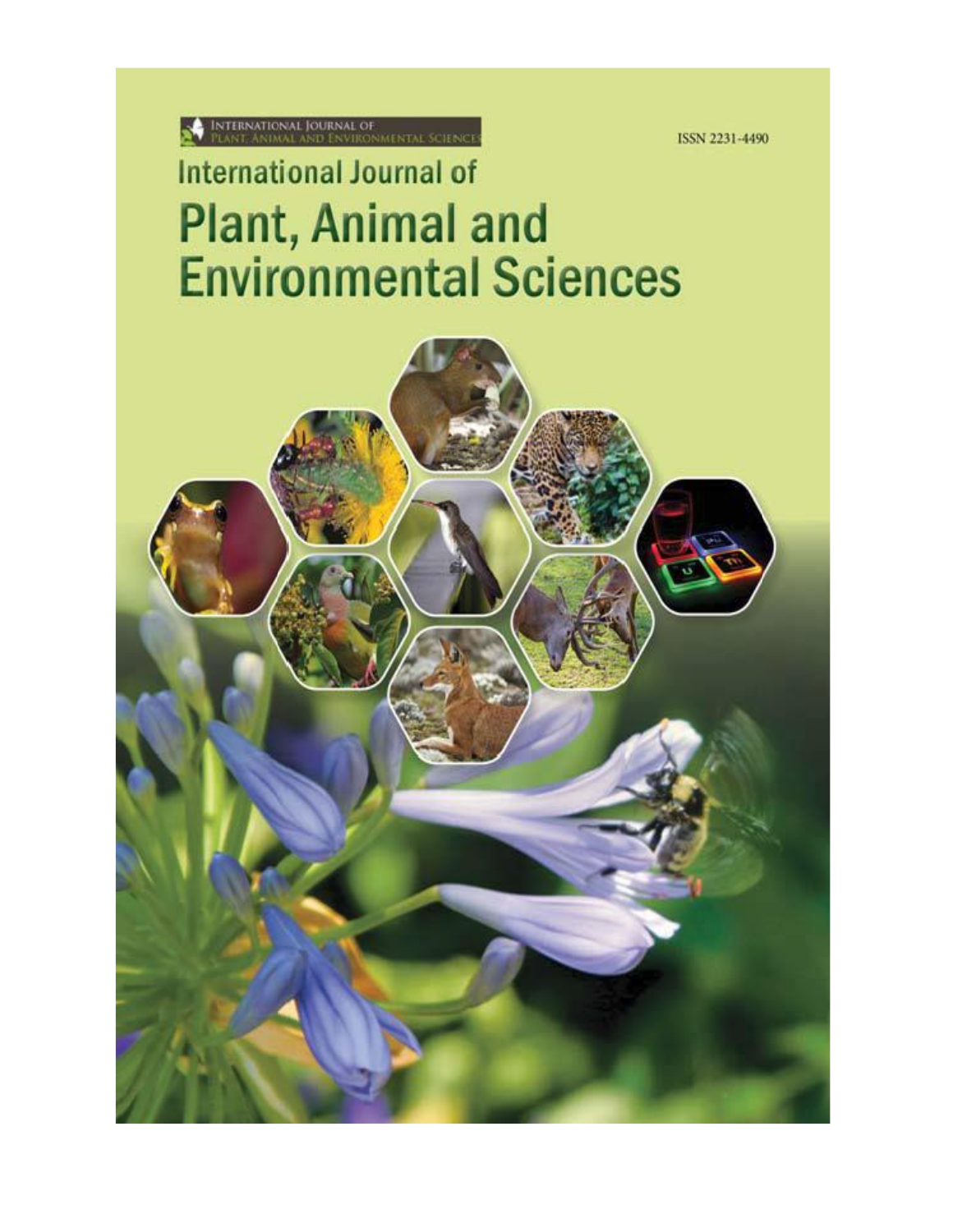INTERNATIONAL JOURNAL OF PLANT, ANIMAL AND ENVIRONMENTAL SCIENCES

ISSN 2231-4490

# International Journal of Plant, Animal and Environmental Sciences